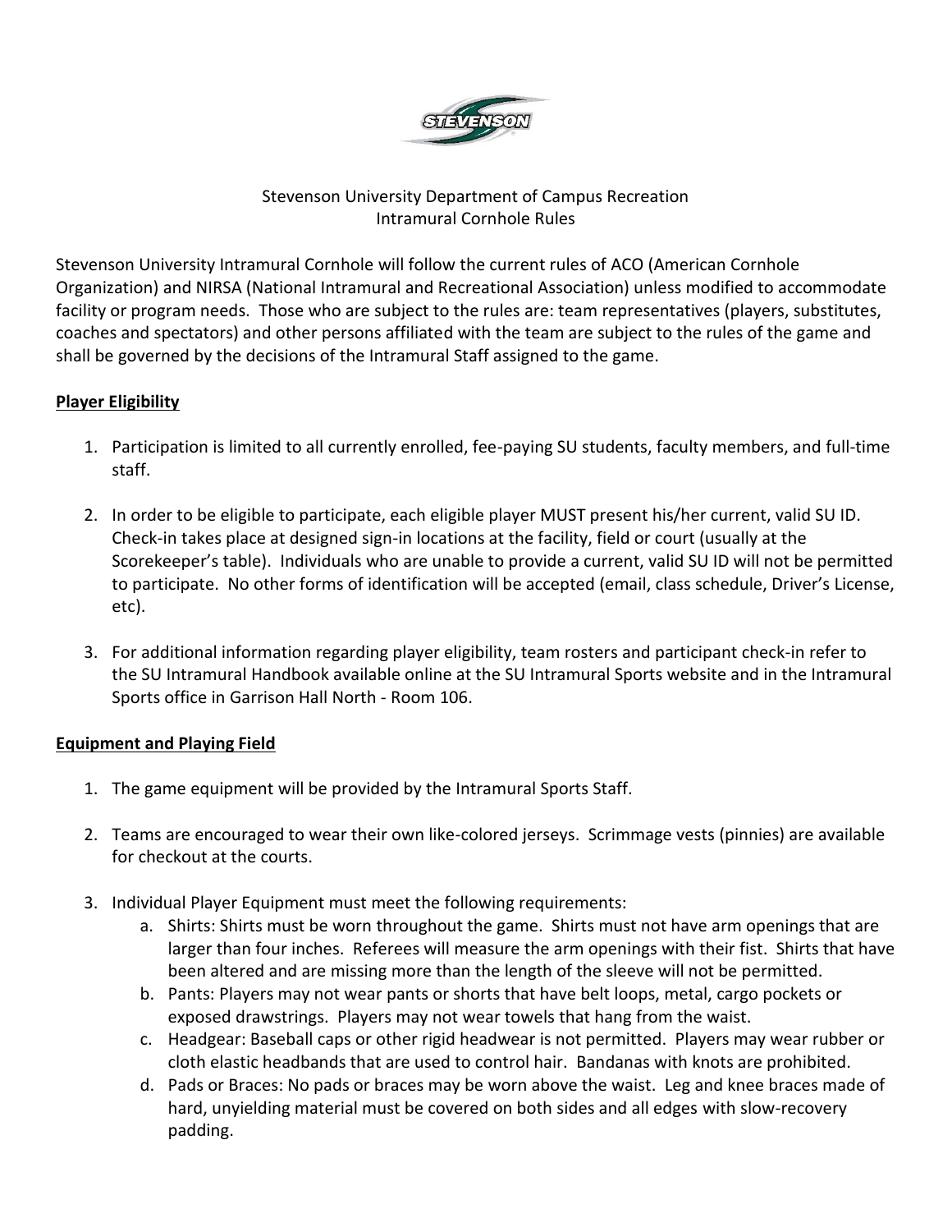Stevenson University Department of Campus Recreation
Intramural Cornhole Rules

Stevenson University Intramural Cornhole will follow the current rules of ACO (American Cornhole Organization) and NIRSA (National Intramural and Recreational Association) unless modified to accommodate facility or program needs. Those who are subject to the rules are: team representatives (players, substitutes, coaches and spectators) and other persons affiliated with the team are subject to the rules of the game and shall be governed by the decisions of the Intramural Staff assigned to the game.

## Player Eligibility

1. Participation is limited to all currently enrolled, fee-paying SU students, faculty members, and full-time staff.

2. In order to be eligible to participate, each eligible player MUST present his/her current, valid SU ID. Check-in takes place at designed sign-in locations at the facility, field or court (usually at the Scorekeeper's table). Individuals who are unable to provide a current, valid SU ID will not be permitted to participate. No other forms of identification will be accepted (email, class schedule, Driver's License, etc).

3. For additional information regarding player eligibility, team rosters and participant check-in refer to the SU Intramural Handbook available online at the SU Intramural Sports website and in the Intramural Sports office in Garrison Hall North - Room 106.

## Equipment and Playing Field

1. The game equipment will be provided by the Intramural Sports Staff.

2. Teams are encouraged to wear their own like-colored jerseys. Scrimmage vests (pinnies) are available for checkout at the courts.

3. Individual Player Equipment must meet the following requirements:
   a. Shirts: Shirts must be worn throughout the game. Shirts must not have arm openings that are larger than four inches. Referees will measure the arm openings with their fist. Shirts that have been altered and are missing more than the length of the sleeve will not be permitted.
   b. Pants: Players may not wear pants or shorts that have belt loops, metal, cargo pockets or exposed drawstrings. Players may not wear towels that hang from the waist.
   c. Headgear: Baseball caps or other rigid headwear is not permitted. Players may wear rubber or cloth elastic headbands that are used to control hair. Bandanas with knots are prohibited.
   d. Pads or Braces: No pads or braces may be worn above the waist. Leg and knee braces made of hard, unyielding material must be covered on both sides and all edges with slow-recovery padding.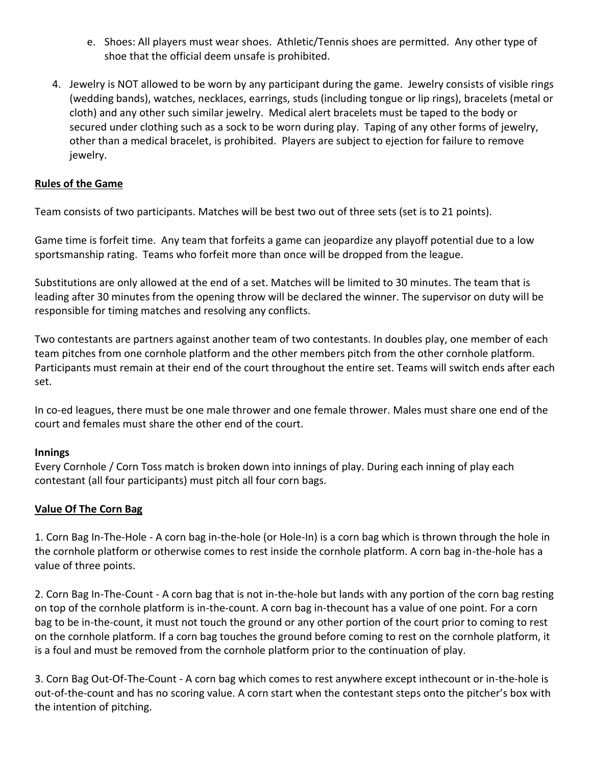e. Shoes: All players must wear shoes. Athletic/Tennis shoes are permitted. Any other type of shoe that the official deem unsafe is prohibited.

4. Jewelry is NOT allowed to be worn by any participant during the game. Jewelry consists of visible rings (wedding bands), watches, necklaces, earrings, studs (including tongue or lip rings), bracelets (metal or cloth) and any other such similar jewelry. Medical alert bracelets must be taped to the body or secured under clothing such as a sock to be worn during play. Taping of any other forms of jewelry, other than a medical bracelet, is prohibited. Players are subject to ejection for failure to remove jewelry.

## Rules of the Game

Team consists of two participants. Matches will be best two out of three sets (set is to 21 points).

Game time is forfeit time. Any team that forfeits a game can jeopardize any playoff potential due to a low sportsmanship rating. Teams who forfeit more than once will be dropped from the league.

Substitutions are only allowed at the end of a set. Matches will be limited to 30 minutes. The team that is leading after 30 minutes from the opening throw will be declared the winner. The supervisor on duty will be responsible for timing matches and resolving any conflicts.

Two contestants are partners against another team of two contestants. In doubles play, one member of each team pitches from one cornhole platform and the other members pitch from the other cornhole platform. Participants must remain at their end of the court throughout the entire set. Teams will switch ends after each set.

In co-ed leagues, there must be one male thrower and one female thrower. Males must share one end of the court and females must share the other end of the court.

### Innings

Every Cornhole / Corn Toss match is broken down into innings of play. During each inning of play each contestant (all four participants) must pitch all four corn bags.

## Value Of The Corn Bag

1. Corn Bag In-The-Hole - A corn bag in-the-hole (or Hole-In) is a corn bag which is thrown through the hole in the cornhole platform or otherwise comes to rest inside the cornhole platform. A corn bag in-the-hole has a value of three points.

2. Corn Bag In-The-Count - A corn bag that is not in-the-hole but lands with any portion of the corn bag resting on top of the cornhole platform is in-the-count. A corn bag in-thecount has a value of one point. For a corn bag to be in-the-count, it must not touch the ground or any other portion of the court prior to coming to rest on the cornhole platform. If a corn bag touches the ground before coming to rest on the cornhole platform, it is a foul and must be removed from the cornhole platform prior to the continuation of play.

3. Corn Bag Out-Of-The-Count - A corn bag which comes to rest anywhere except inthecount or in-the-hole is out-of-the-count and has no scoring value. A corn start when the contestant steps onto the pitcher's box with the intention of pitching.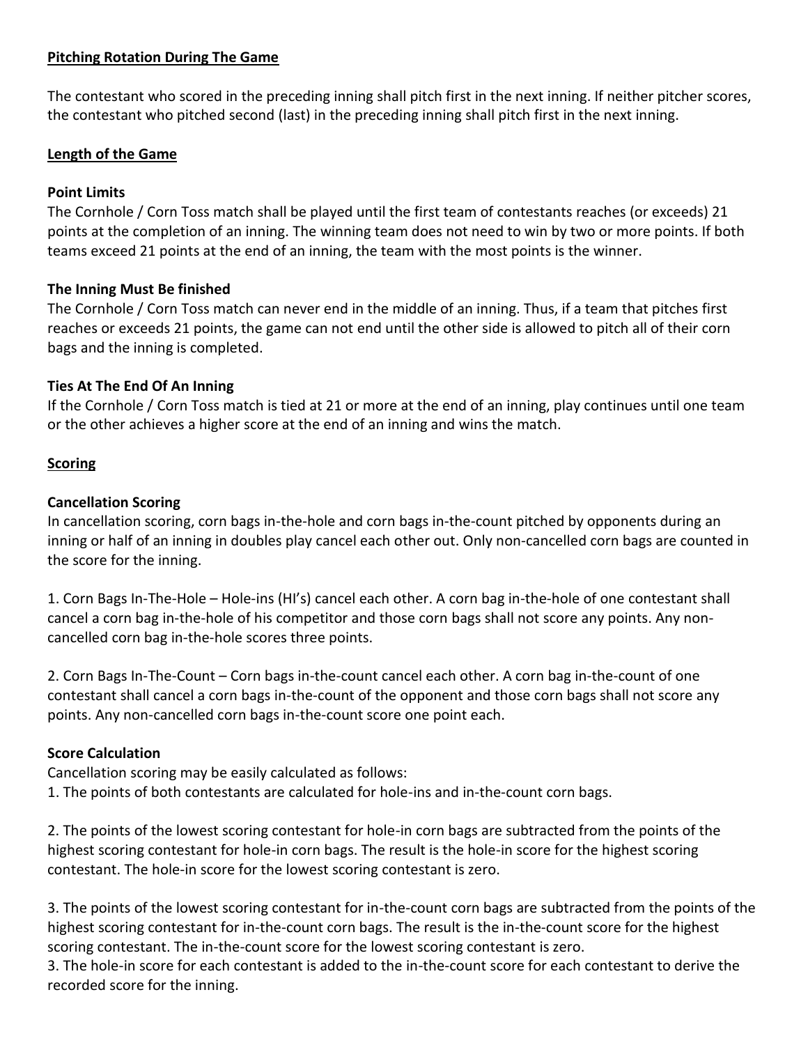## Pitching Rotation During The Game

The contestant who scored in the preceding inning shall pitch first in the next inning. If neither pitcher scores, the contestant who pitched second (last) in the preceding inning shall pitch first in the next inning.

## Length of the Game

### Point Limits

The Cornhole / Corn Toss match shall be played until the first team of contestants reaches (or exceeds) 21 points at the completion of an inning. The winning team does not need to win by two or more points. If both teams exceed 21 points at the end of an inning, the team with the most points is the winner.

### The Inning Must Be finished

The Cornhole / Corn Toss match can never end in the middle of an inning. Thus, if a team that pitches first reaches or exceeds 21 points, the game can not end until the other side is allowed to pitch all of their corn bags and the inning is completed.

### Ties At The End Of An Inning

If the Cornhole / Corn Toss match is tied at 21 or more at the end of an inning, play continues until one team or the other achieves a higher score at the end of an inning and wins the match.

## Scoring

### Cancellation Scoring

In cancellation scoring, corn bags in-the-hole and corn bags in-the-count pitched by opponents during an inning or half of an inning in doubles play cancel each other out. Only non-cancelled corn bags are counted in the score for the inning.

1. Corn Bags In-The-Hole – Hole-ins (HI's) cancel each other. A corn bag in-the-hole of one contestant shall cancel a corn bag in-the-hole of his competitor and those corn bags shall not score any points. Any non-cancelled corn bag in-the-hole scores three points.

2. Corn Bags In-The-Count – Corn bags in-the-count cancel each other. A corn bag in-the-count of one contestant shall cancel a corn bags in-the-count of the opponent and those corn bags shall not score any points. Any non-cancelled corn bags in-the-count score one point each.

### Score Calculation

Cancellation scoring may be easily calculated as follows:

1. The points of both contestants are calculated for hole-ins and in-the-count corn bags.

2. The points of the lowest scoring contestant for hole-in corn bags are subtracted from the points of the highest scoring contestant for hole-in corn bags. The result is the hole-in score for the highest scoring contestant. The hole-in score for the lowest scoring contestant is zero.

3. The points of the lowest scoring contestant for in-the-count corn bags are subtracted from the points of the highest scoring contestant for in-the-count corn bags. The result is the in-the-count score for the highest scoring contestant. The in-the-count score for the lowest scoring contestant is zero.

3. The hole-in score for each contestant is added to the in-the-count score for each contestant to derive the recorded score for the inning.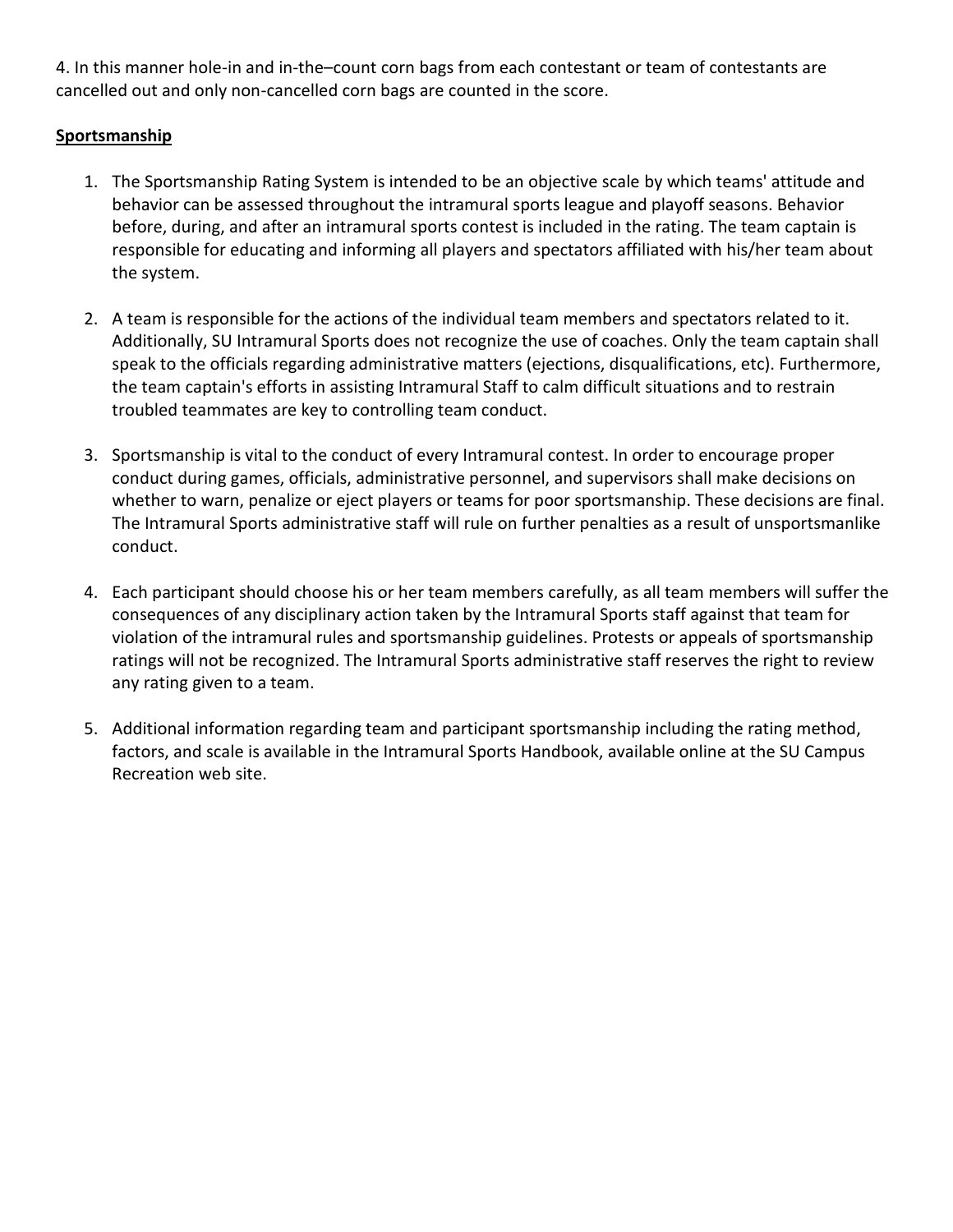4. In this manner hole-in and in-the–count corn bags from each contestant or team of contestants are cancelled out and only non-cancelled corn bags are counted in the score.

**Sportsmanship**

1. The Sportsmanship Rating System is intended to be an objective scale by which teams' attitude and behavior can be assessed throughout the intramural sports league and playoff seasons. Behavior before, during, and after an intramural sports contest is included in the rating. The team captain is responsible for educating and informing all players and spectators affiliated with his/her team about the system.

2. A team is responsible for the actions of the individual team members and spectators related to it. Additionally, SU Intramural Sports does not recognize the use of coaches. Only the team captain shall speak to the officials regarding administrative matters (ejections, disqualifications, etc). Furthermore, the team captain's efforts in assisting Intramural Staff to calm difficult situations and to restrain troubled teammates are key to controlling team conduct.

3. Sportsmanship is vital to the conduct of every Intramural contest. In order to encourage proper conduct during games, officials, administrative personnel, and supervisors shall make decisions on whether to warn, penalize or eject players or teams for poor sportsmanship. These decisions are final. The Intramural Sports administrative staff will rule on further penalties as a result of unsportsmanlike conduct.

4. Each participant should choose his or her team members carefully, as all team members will suffer the consequences of any disciplinary action taken by the Intramural Sports staff against that team for violation of the intramural rules and sportsmanship guidelines. Protests or appeals of sportsmanship ratings will not be recognized. The Intramural Sports administrative staff reserves the right to review any rating given to a team.

5. Additional information regarding team and participant sportsmanship including the rating method, factors, and scale is available in the Intramural Sports Handbook, available online at the SU Campus Recreation web site.